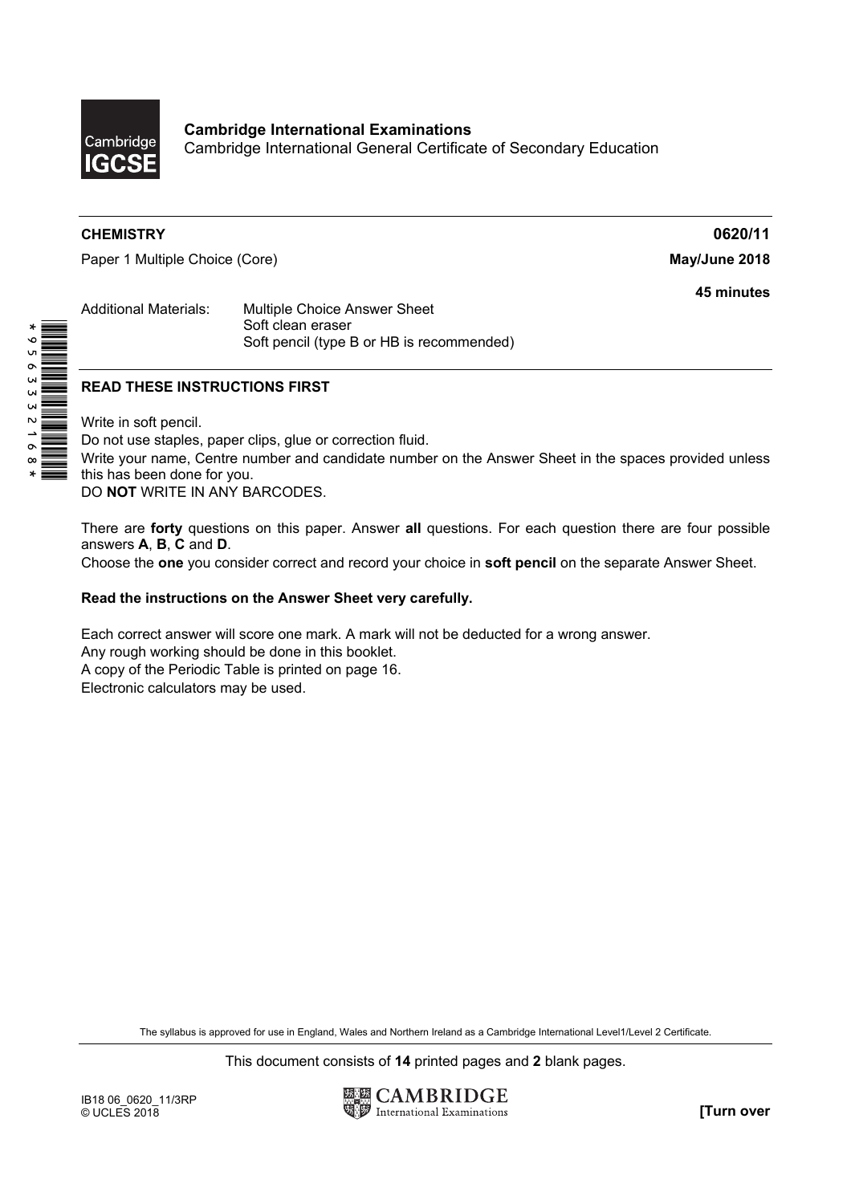**Cambridge International Examinations**
Cambridge International General Certificate of Secondary Education

**CHEMISTRY** **0620/11**

Paper 1 Multiple Choice (Core) **May/June 2018**

**45 minutes**

Additional Materials: Multiple Choice Answer Sheet
Soft clean eraser
Soft pencil (type B or HB is recommended)

**READ THESE INSTRUCTIONS FIRST**

Write in soft pencil.
Do not use staples, paper clips, glue or correction fluid.
Write your name, Centre number and candidate number on the Answer Sheet in the spaces provided unless this has been done for you.
DO **NOT** WRITE IN ANY BARCODES.

There are **forty** questions on this paper. Answer **all** questions. For each question there are four possible answers **A**, **B**, **C** and **D**.
Choose the **one** you consider correct and record your choice in **soft pencil** on the separate Answer Sheet.

**Read the instructions on the Answer Sheet very carefully.**

Each correct answer will score one mark. A mark will not be deducted for a wrong answer.
Any rough working should be done in this booklet.
A copy of the Periodic Table is printed on page 16.
Electronic calculators may be used.

The syllabus is approved for use in England, Wales and Northern Ireland as a Cambridge International Level1/Level 2 Certificate.

This document consists of **14** printed pages and **2** blank pages.

IB18 06_0620_11/3RP
© UCLES 2018

**[Turn over**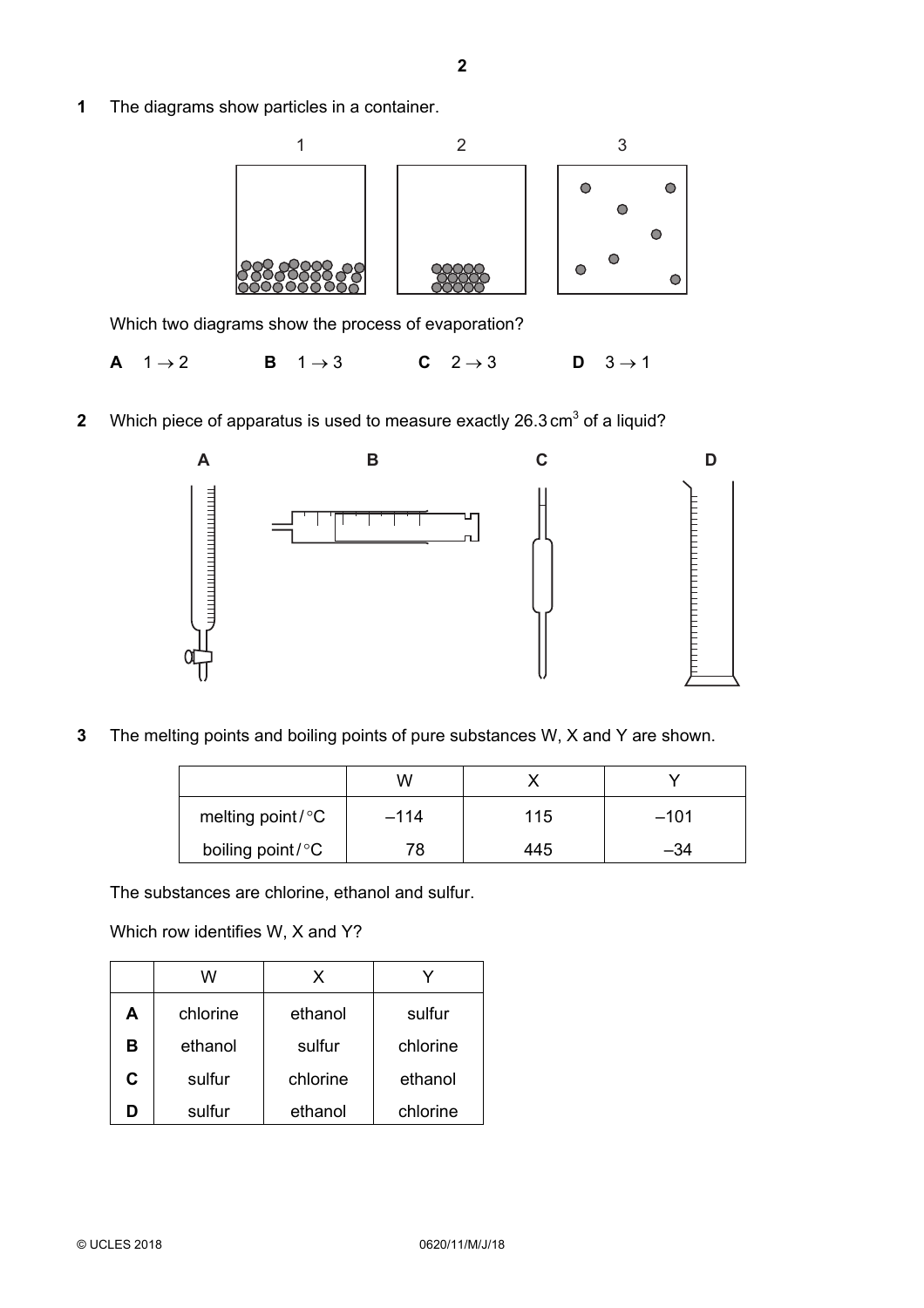1 The diagrams show particles in a container.

Which two diagrams show the process of evaporation?

**A** 1 → 2 **B** 1 → 3 **C** 2 → 3 **D** 3 → 1

2 Which piece of apparatus is used to measure exactly 26.3 $cm^3$ of a liquid?

3 The melting points and boiling points of pure substances W, X and Y are shown.

| | W | X | Y |
|---|---|---|---|
| melting point / °C | –114 | 115 | –101 |
| boiling point / °C | 78 | 445 | –34 |

The substances are chlorine, ethanol and sulfur.

Which row identifies W, X and Y?

| | W | X | Y |
|---|---|---|---|
| **A** | chlorine | ethanol | sulfur |
| **B** | ethanol | sulfur | chlorine |
| **C** | sulfur | chlorine | ethanol |
| **D** | sulfur | ethanol | chlorine |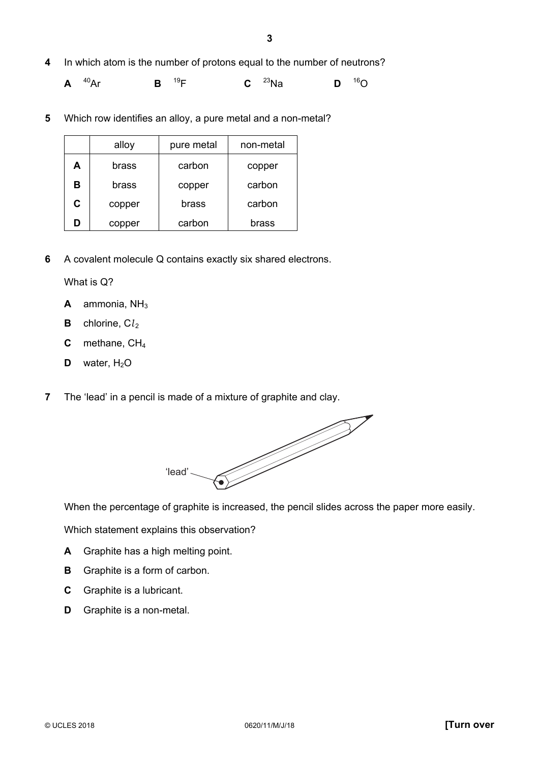**4** In which atom is the number of protons equal to the number of neutrons?

**A** $^{40}Ar$ **B** $^{19}F$ **C** $^{23}Na$ **D** $^{16}O$

**5** Which row identifies an alloy, a pure metal and a non-metal?

| | alloy | pure metal | non-metal |
|---|---|---|---|
| **A** | brass | carbon | copper |
| **B** | brass | copper | carbon |
| **C** | copper | brass | carbon |
| **D** | copper | carbon | brass |

**6** A covalent molecule Q contains exactly six shared electrons.

What is Q?

**A** ammonia, $NH_3$

**B** chlorine, $Cl_2$

**C** methane, $CH_4$

**D** water, $H_2O$

**7** The 'lead' in a pencil is made of a mixture of graphite and clay.

'lead'

When the percentage of graphite is increased, the pencil slides across the paper more easily.

Which statement explains this observation?

**A** Graphite has a high melting point.

**B** Graphite is a form of carbon.

**C** Graphite is a lubricant.

**D** Graphite is a non-metal.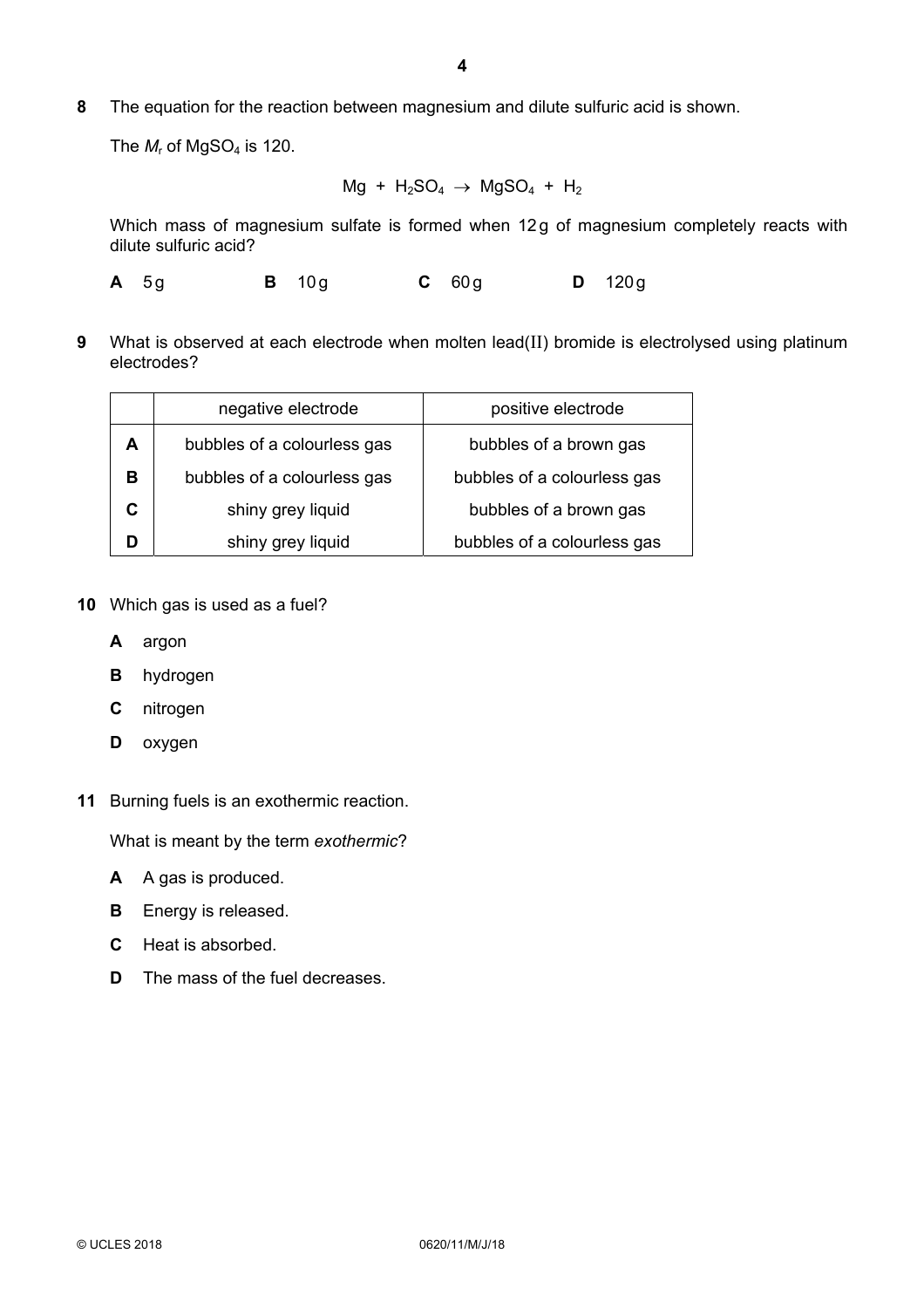**8** The equation for the reaction between magnesium and dilute sulfuric acid is shown.

The $M_r$ of $MgSO_4$ is 120.

$$Mg + H_2SO_4 \rightarrow MgSO_4 + H_2$$

Which mass of magnesium sulfate is formed when 12 g of magnesium completely reacts with dilute sulfuric acid?

**A** 5 g **B** 10 g **C** 60 g **D** 120 g

**9** What is observed at each electrode when molten lead(II) bromide is electrolysed using platinum electrodes?

| | negative electrode | positive electrode |
|---|---|---|
| **A** | bubbles of a colourless gas | bubbles of a brown gas |
| **B** | bubbles of a colourless gas | bubbles of a colourless gas |
| **C** | shiny grey liquid | bubbles of a brown gas |
| **D** | shiny grey liquid | bubbles of a colourless gas |

**10** Which gas is used as a fuel?

**A** argon

**B** hydrogen

**C** nitrogen

**D** oxygen

**11** Burning fuels is an exothermic reaction.

What is meant by the term *exothermic*?

**A** A gas is produced.

**B** Energy is released.

**C** Heat is absorbed.

**D** The mass of the fuel decreases.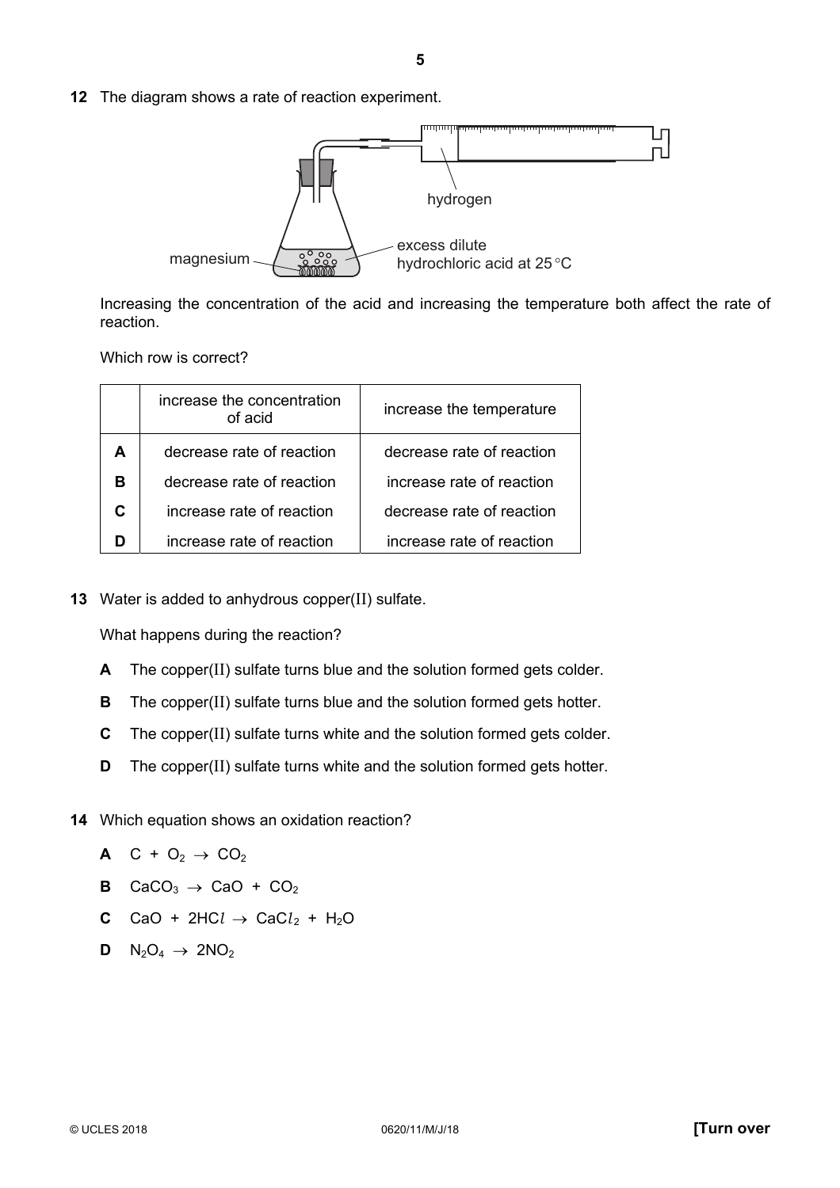12 The diagram shows a rate of reaction experiment.

hydrogen

magnesium

excess dilute hydrochloric acid at 25 °C

Increasing the concentration of the acid and increasing the temperature both affect the rate of reaction.

Which row is correct?

| | increase the concentration of acid | increase the temperature |
|---|---|---|
| **A** | decrease rate of reaction | decrease rate of reaction |
| **B** | decrease rate of reaction | increase rate of reaction |
| **C** | increase rate of reaction | decrease rate of reaction |
| **D** | increase rate of reaction | increase rate of reaction |

13 Water is added to anhydrous copper(II) sulfate.

What happens during the reaction?

**A** The copper(II) sulfate turns blue and the solution formed gets colder.

**B** The copper(II) sulfate turns blue and the solution formed gets hotter.

**C** The copper(II) sulfate turns white and the solution formed gets colder.

**D** The copper(II) sulfate turns white and the solution formed gets hotter.

14 Which equation shows an oxidation reaction?

**A** $C + O_2 \rightarrow CO_2$

**B** $CaCO_3 \rightarrow CaO + CO_2$

**C** $CaO + 2HCl \rightarrow CaCl_2 + H_2O$

**D** $N_2O_4 \rightarrow 2NO_2$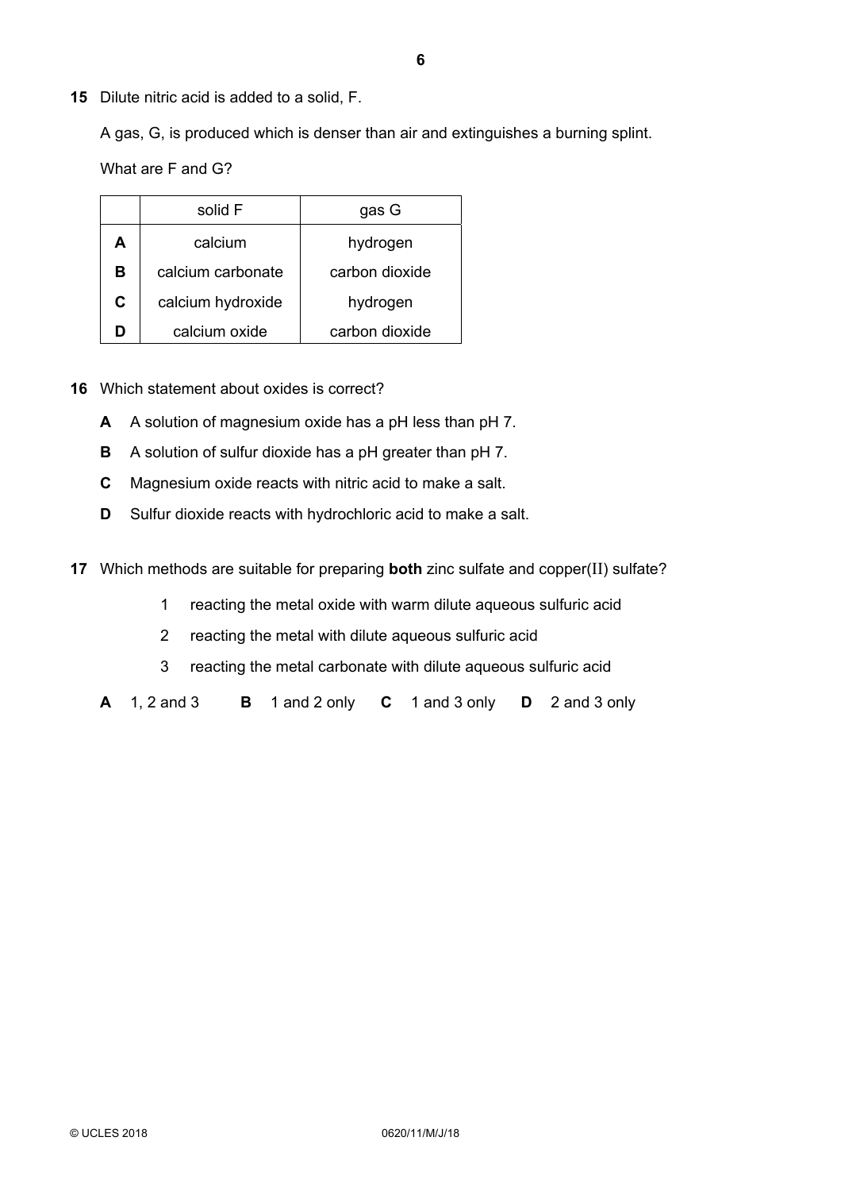**15** Dilute nitric acid is added to a solid, F.

A gas, G, is produced which is denser than air and extinguishes a burning splint.

What are F and G?

| | solid F | gas G |
|---|---|---|
| **A** | calcium | hydrogen |
| **B** | calcium carbonate | carbon dioxide |
| **C** | calcium hydroxide | hydrogen |
| **D** | calcium oxide | carbon dioxide |

**16** Which statement about oxides is correct?

**A** A solution of magnesium oxide has a pH less than pH 7.

**B** A solution of sulfur dioxide has a pH greater than pH 7.

**C** Magnesium oxide reacts with nitric acid to make a salt.

**D** Sulfur dioxide reacts with hydrochloric acid to make a salt.

**17** Which methods are suitable for preparing **both** zinc sulfate and copper(II) sulfate?

1 reacting the metal oxide with warm dilute aqueous sulfuric acid

2 reacting the metal with dilute aqueous sulfuric acid

3 reacting the metal carbonate with dilute aqueous sulfuric acid

**A** 1, 2 and 3 **B** 1 and 2 only **C** 1 and 3 only **D** 2 and 3 only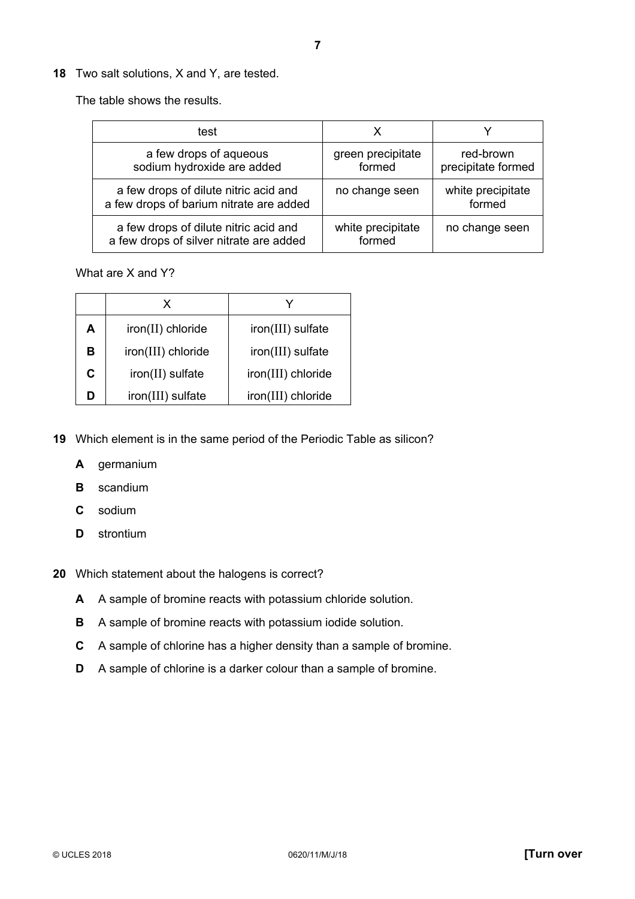**18** Two salt solutions, X and Y, are tested.

The table shows the results.

| test | X | Y |
|---|---|---|
| a few drops of aqueous sodium hydroxide are added | green precipitate formed | red-brown precipitate formed |
| a few drops of dilute nitric acid and a few drops of barium nitrate are added | no change seen | white precipitate formed |
| a few drops of dilute nitric acid and a few drops of silver nitrate are added | white precipitate formed | no change seen |

What are X and Y?

| | X | Y |
|---|---|---|
| **A** | iron(II) chloride | iron(III) sulfate |
| **B** | iron(III) chloride | iron(III) sulfate |
| **C** | iron(II) sulfate | iron(III) chloride |
| **D** | iron(III) sulfate | iron(III) chloride |

**19** Which element is in the same period of the Periodic Table as silicon?

**A** germanium

**B** scandium

**C** sodium

**D** strontium

**20** Which statement about the halogens is correct?

**A** A sample of bromine reacts with potassium chloride solution.

**B** A sample of bromine reacts with potassium iodide solution.

**C** A sample of chlorine has a higher density than a sample of bromine.

**D** A sample of chlorine is a darker colour than a sample of bromine.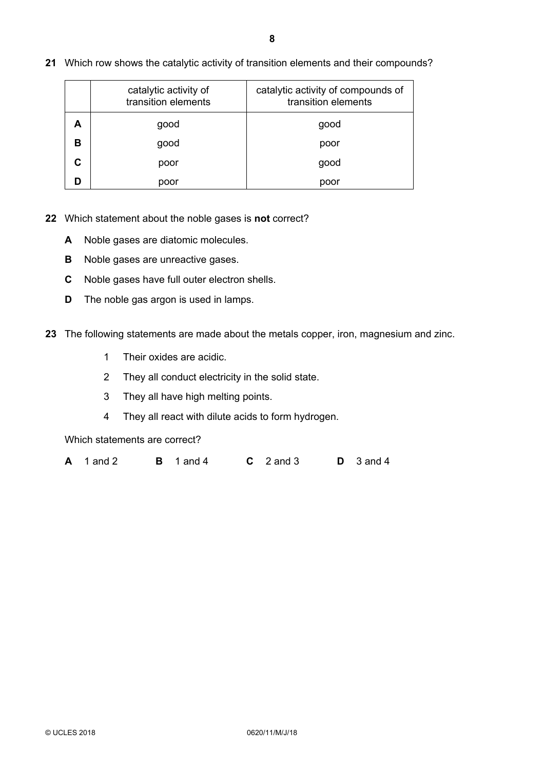21 Which row shows the catalytic activity of transition elements and their compounds?

| | catalytic activity of transition elements | catalytic activity of compounds of transition elements |
|---|---|---|
| **A** | good | good |
| **B** | good | poor |
| **C** | poor | good |
| **D** | poor | poor |

22 Which statement about the noble gases is **not** correct?

**A** Noble gases are diatomic molecules.

**B** Noble gases are unreactive gases.

**C** Noble gases have full outer electron shells.

**D** The noble gas argon is used in lamps.

23 The following statements are made about the metals copper, iron, magnesium and zinc.

1 Their oxides are acidic.

2 They all conduct electricity in the solid state.

3 They all have high melting points.

4 They all react with dilute acids to form hydrogen.

Which statements are correct?

**A** 1 and 2 **B** 1 and 4 **C** 2 and 3 **D** 3 and 4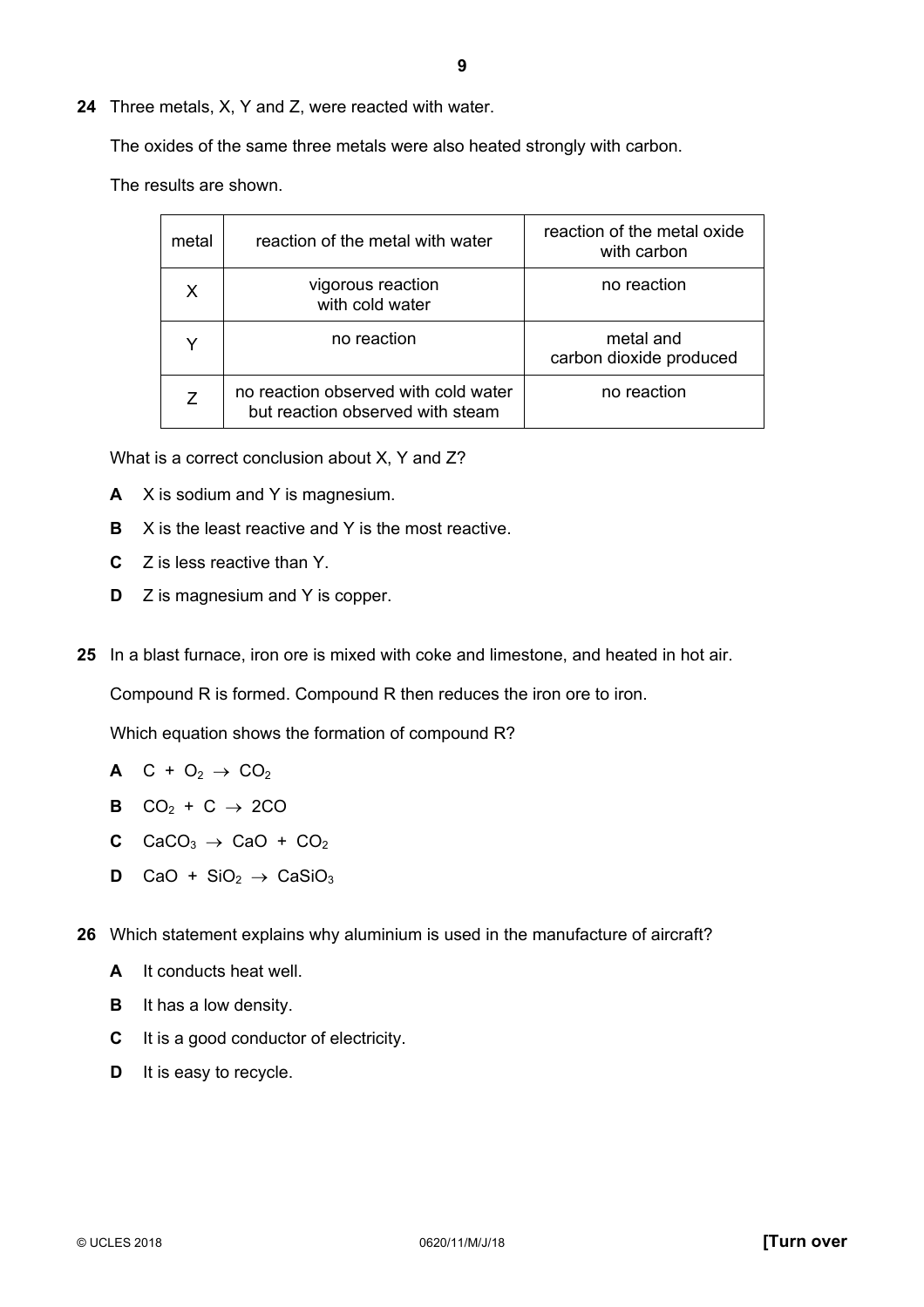24 Three metals, X, Y and Z, were reacted with water.

The oxides of the same three metals were also heated strongly with carbon.

The results are shown.

| metal | reaction of the metal with water | reaction of the metal oxide with carbon |
|---|---|---|
| X | vigorous reaction with cold water | no reaction |
| Y | no reaction | metal and carbon dioxide produced |
| Z | no reaction observed with cold water but reaction observed with steam | no reaction |

What is a correct conclusion about X, Y and Z?

**A** X is sodium and Y is magnesium.

**B** X is the least reactive and Y is the most reactive.

**C** Z is less reactive than Y.

**D** Z is magnesium and Y is copper.

25 In a blast furnace, iron ore is mixed with coke and limestone, and heated in hot air.

Compound R is formed. Compound R then reduces the iron ore to iron.

Which equation shows the formation of compound R?

**A** $C + O_2 \rightarrow CO_2$

**B** $CO_2 + C \rightarrow 2CO$

**C** $CaCO_3 \rightarrow CaO + CO_2$

**D** $CaO + SiO_2 \rightarrow CaSiO_3$

26 Which statement explains why aluminium is used in the manufacture of aircraft?

**A** It conducts heat well.

**B** It has a low density.

**C** It is a good conductor of electricity.

**D** It is easy to recycle.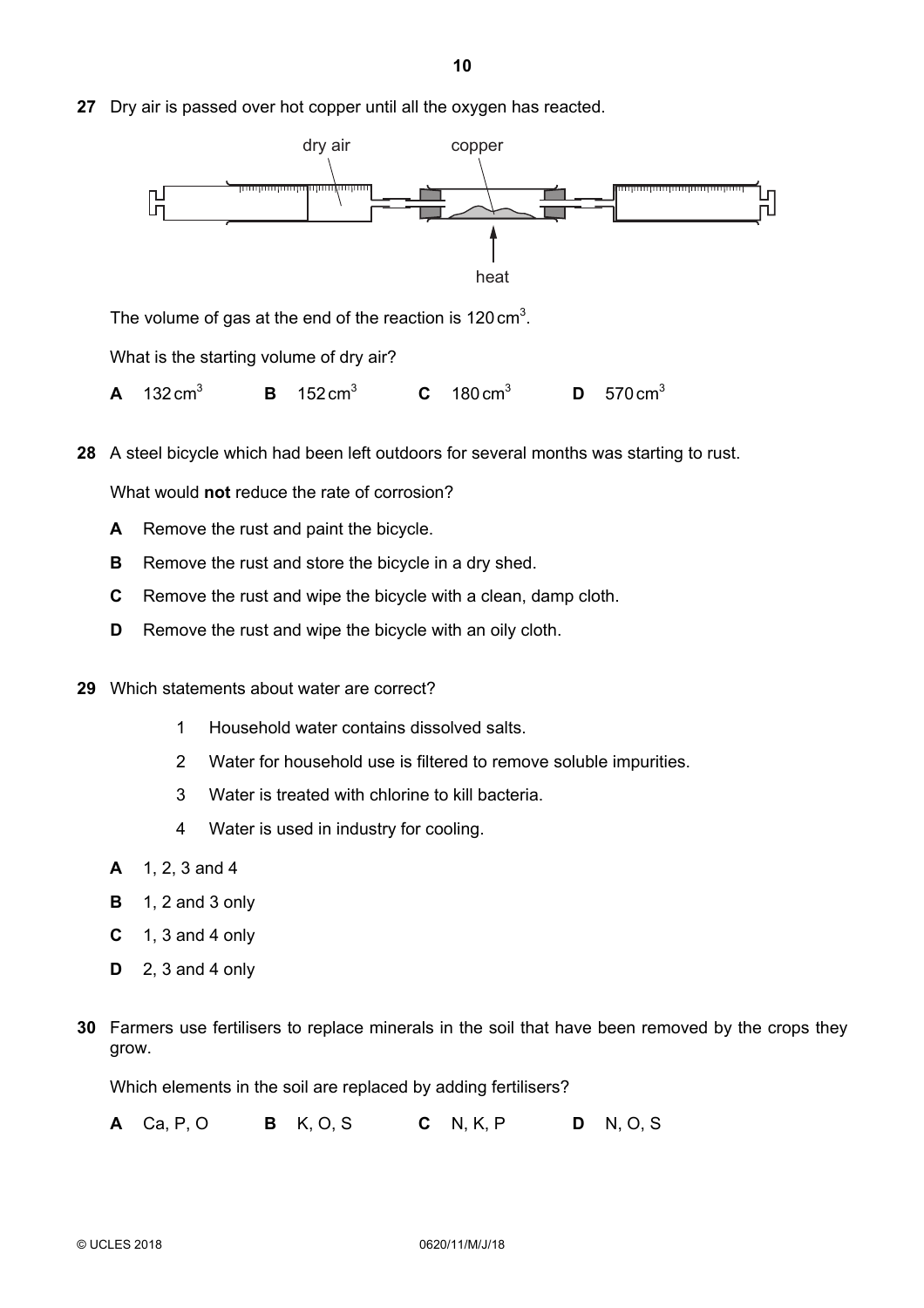**27** Dry air is passed over hot copper until all the oxygen has reacted.

dry air copper

heat

The volume of gas at the end of the reaction is $120\,cm^3$.

What is the starting volume of dry air?

**A** $132\,cm^3$ **B** $152\,cm^3$ **C** $180\,cm^3$ **D** $570\,cm^3$

**28** A steel bicycle which had been left outdoors for several months was starting to rust.

What would **not** reduce the rate of corrosion?

**A** Remove the rust and paint the bicycle.

**B** Remove the rust and store the bicycle in a dry shed.

**C** Remove the rust and wipe the bicycle with a clean, damp cloth.

**D** Remove the rust and wipe the bicycle with an oily cloth.

**29** Which statements about water are correct?

1 Household water contains dissolved salts.

2 Water for household use is filtered to remove soluble impurities.

3 Water is treated with chlorine to kill bacteria.

4 Water is used in industry for cooling.

**A** 1, 2, 3 and 4

**B** 1, 2 and 3 only

**C** 1, 3 and 4 only

**D** 2, 3 and 4 only

**30** Farmers use fertilisers to replace minerals in the soil that have been removed by the crops they grow.

Which elements in the soil are replaced by adding fertilisers?

**A** Ca, P, O **B** K, O, S **C** N, K, P **D** N, O, S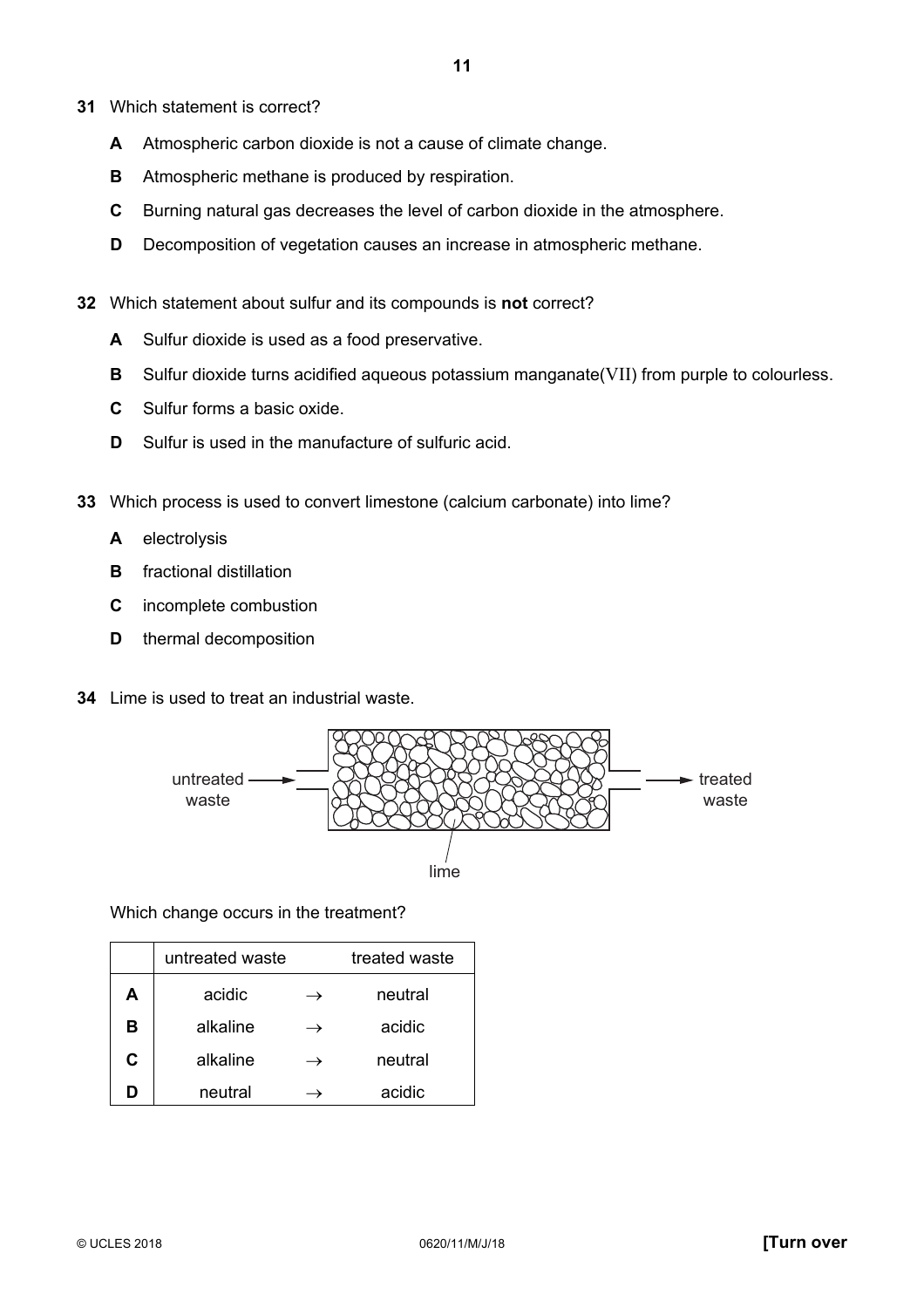**31** Which statement is correct?

**A** Atmospheric carbon dioxide is not a cause of climate change.

**B** Atmospheric methane is produced by respiration.

**C** Burning natural gas decreases the level of carbon dioxide in the atmosphere.

**D** Decomposition of vegetation causes an increase in atmospheric methane.

**32** Which statement about sulfur and its compounds is **not** correct?

**A** Sulfur dioxide is used as a food preservative.

**B** Sulfur dioxide turns acidified aqueous potassium manganate(VII) from purple to colourless.

**C** Sulfur forms a basic oxide.

**D** Sulfur is used in the manufacture of sulfuric acid.

**33** Which process is used to convert limestone (calcium carbonate) into lime?

**A** electrolysis

**B** fractional distillation

**C** incomplete combustion

**D** thermal decomposition

**34** Lime is used to treat an industrial waste.

untreated waste → [lime] → treated waste

Which change occurs in the treatment?

| | untreated waste | | treated waste |
|---|---|---|---|
| **A** | acidic | $\rightarrow$ | neutral |
| **B** | alkaline | $\rightarrow$ | acidic |
| **C** | alkaline | $\rightarrow$ | neutral |
| **D** | neutral | $\rightarrow$ | acidic |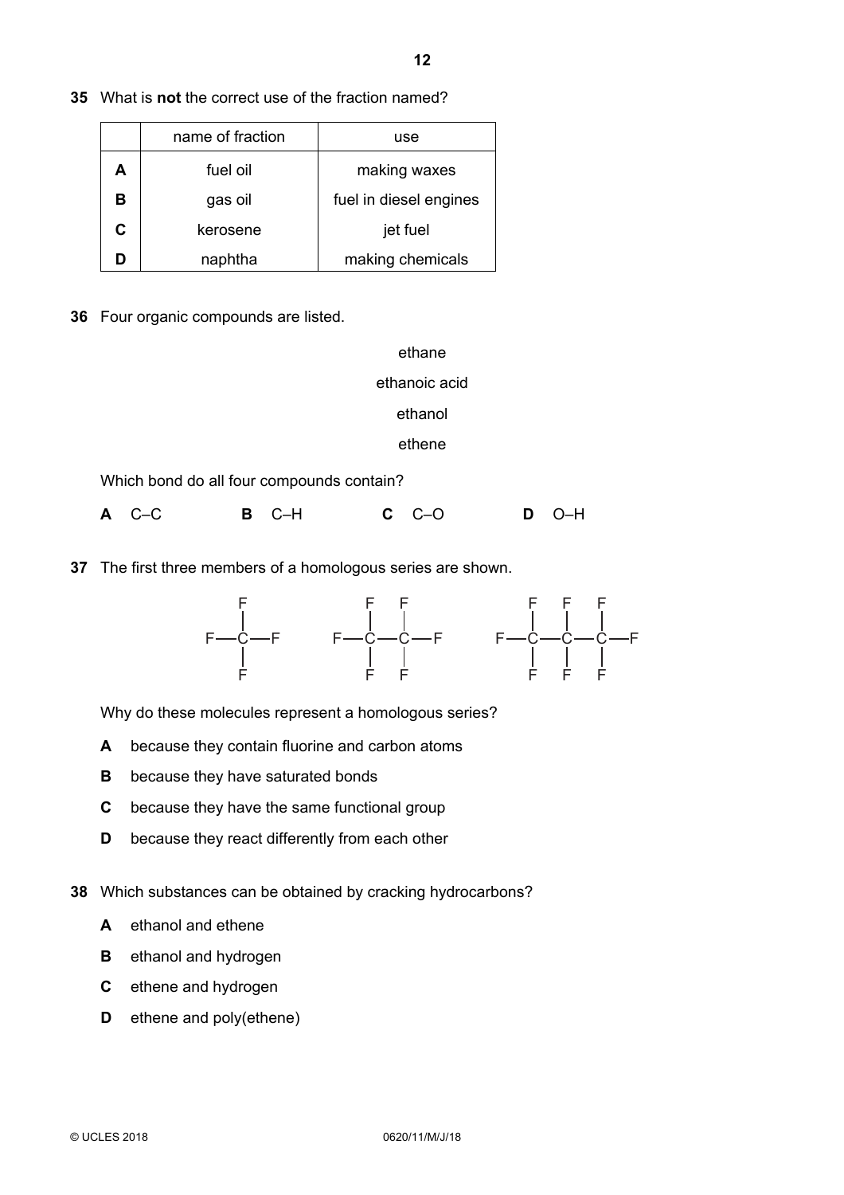**35** What is **not** the correct use of the fraction named?

| | name of fraction | use |
|---|---|---|
| **A** | fuel oil | making waxes |
| **B** | gas oil | fuel in diesel engines |
| **C** | kerosene | jet fuel |
| **D** | naphtha | making chemicals |

**36** Four organic compounds are listed.

ethane

ethanoic acid

ethanol

ethene

Which bond do all four compounds contain?

**A** C–C  **B** C–H  **C** C–O  **D** O–H

**37** The first three members of a homologous series are shown.

$CF_4$  $F_3C–CF_3$  $F_3C–CF_2–CF_3$

Why do these molecules represent a homologous series?

**A** because they contain fluorine and carbon atoms

**B** because they have saturated bonds

**C** because they have the same functional group

**D** because they react differently from each other

**38** Which substances can be obtained by cracking hydrocarbons?

**A** ethanol and ethene

**B** ethanol and hydrogen

**C** ethene and hydrogen

**D** ethene and poly(ethene)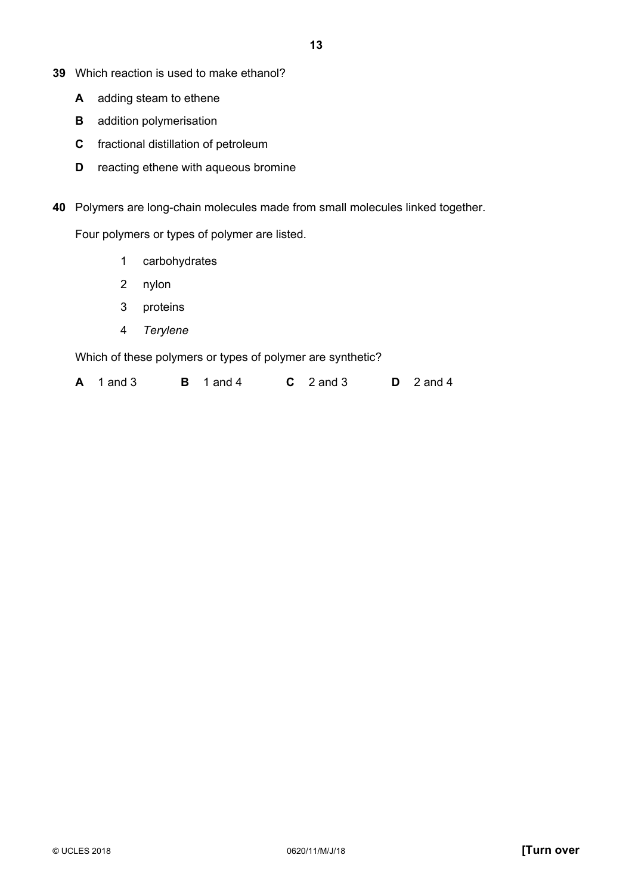**39** Which reaction is used to make ethanol?

**A** adding steam to ethene

**B** addition polymerisation

**C** fractional distillation of petroleum

**D** reacting ethene with aqueous bromine

**40** Polymers are long-chain molecules made from small molecules linked together.

Four polymers or types of polymer are listed.

1. carbohydrates
2. nylon
3. proteins
4. *Terylene*

Which of these polymers or types of polymer are synthetic?

**A** 1 and 3 **B** 1 and 4 **C** 2 and 3 **D** 2 and 4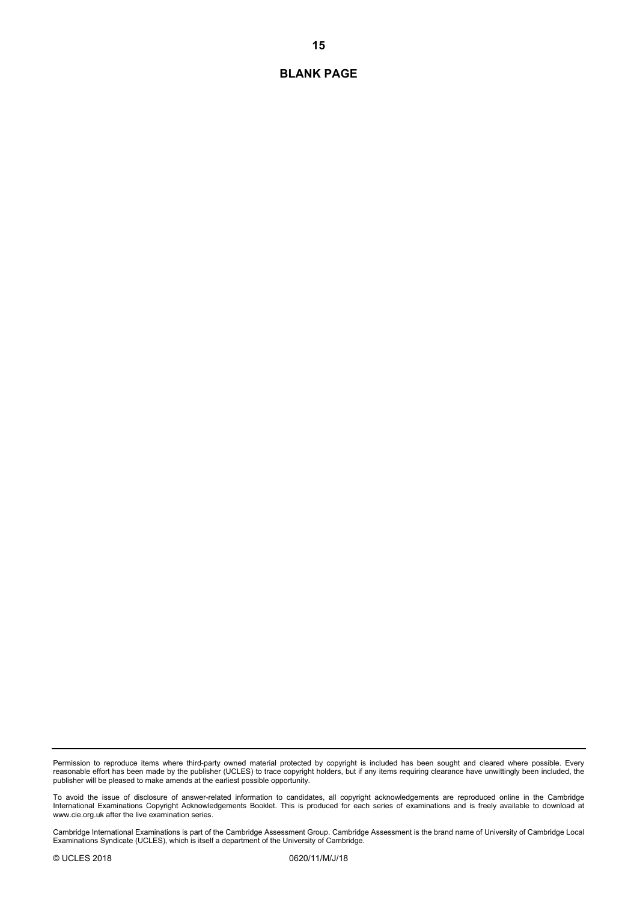**BLANK PAGE**

Permission to reproduce items where third-party owned material protected by copyright is included has been sought and cleared where possible. Every reasonable effort has been made by the publisher (UCLES) to trace copyright holders, but if any items requiring clearance have unwittingly been included, the publisher will be pleased to make amends at the earliest possible opportunity.

To avoid the issue of disclosure of answer-related information to candidates, all copyright acknowledgements are reproduced online in the Cambridge International Examinations Copyright Acknowledgements Booklet. This is produced for each series of examinations and is freely available to download at www.cie.org.uk after the live examination series.

Cambridge International Examinations is part of the Cambridge Assessment Group. Cambridge Assessment is the brand name of University of Cambridge Local Examinations Syndicate (UCLES), which is itself a department of the University of Cambridge.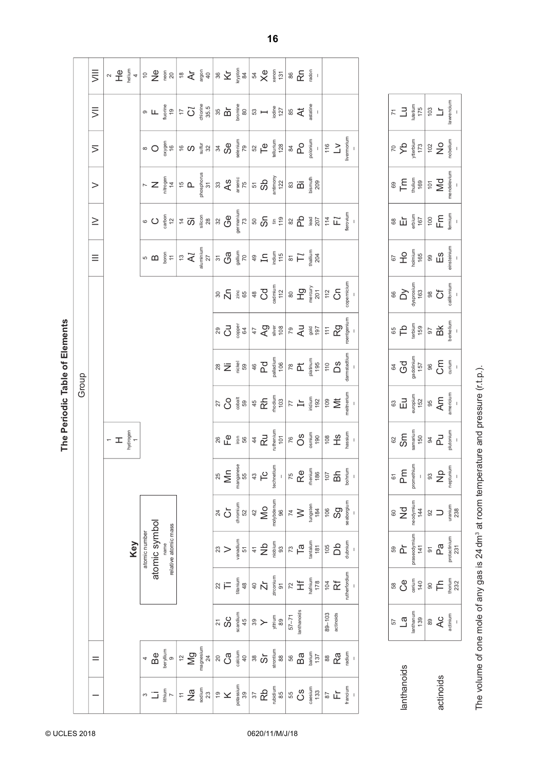# The Periodic Table of Elements

| I | II | | | | | | | | | | | III | IV | V | VI | VII | VIII |
|---|---|---|---|---|---|---|---|---|---|---|---|---|---|---|---|---|---|
| | | | | | | | 1 H hydrogen 1 | | | | | | | | | | 2 He helium 4 |
| 3 Li lithium 7 | 4 Be beryllium 9 | | | | | | | | | | | 5 B boron 11 | 6 C carbon 12 | 7 N nitrogen 14 | 8 O oxygen 16 | 9 F fluorine 19 | 10 Ne neon 20 |
| 11 Na sodium 23 | 12 Mg magnesium 24 | | | | | | | | | | | 13 Al aluminium 27 | 14 Si silicon 28 | 15 P phosphorus 31 | 16 S sulfur 32 | 17 Cl chlorine 35.5 | 18 Ar argon 40 |
| 19 K potassium 39 | 20 Ca calcium 40 | 21 Sc scandium 45 | 22 Ti titanium 48 | 23 V vanadium 51 | 24 Cr chromium 52 | 25 Mn manganese 55 | 26 Fe iron 56 | 27 Co cobalt 59 | 28 Ni nickel 59 | 29 Cu copper 64 | 30 Zn zinc 65 | 31 Ga gallium 70 | 32 Ge germanium 73 | 33 As arsenic 75 | 34 Se selenium 79 | 35 Br bromine 80 | 36 Kr krypton 84 |
| 37 Rb rubidium 85 | 38 Sr strontium 88 | 39 Y yttrium 89 | 40 Zr zirconium 91 | 41 Nb niobium 93 | 42 Mo molybdenum 96 | 43 Tc technetium – | 44 Ru ruthenium 101 | 45 Rh rhodium 103 | 46 Pd palladium 106 | 47 Ag silver 108 | 48 Cd cadmium 112 | 49 In indium 115 | 50 Sn tin 119 | 51 Sb antimony 122 | 52 Te tellurium 128 | 53 I iodine 127 | 54 Xe xenon 131 |
| 55 Cs caesium 133 | 56 Ba barium 137 | 57–71 lanthanoids | 72 Hf hafnium 178 | 73 Ta tantalum 181 | 74 W tungsten 184 | 75 Re rhenium 186 | 76 Os osmium 190 | 77 Ir iridium 192 | 78 Pt platinum 195 | 79 Au gold 197 | 80 Hg mercury 201 | 81 Tl thallium 204 | 82 Pb lead 207 | 83 Bi bismuth 209 | 84 Po polonium – | 85 At astatine – | 86 Rn radon – |
| 87 Fr francium – | 88 Ra radium – | 89–103 actinoids | 104 Rf rutherfordium – | 105 Db dubnium – | 106 Sg seaborgium – | 107 Bh bohrium – | 108 Hs hassium – | 109 Mt meitnerium – | 110 Ds darmstadtium – | 111 Rg roentgenium – | 112 Cn copernicium – | | 114 Fl flerovium – | | 116 Lv livermorium – | | |

Key: atomic number / atomic symbol / name / relative atomic mass

| | | | | | | | | | | | | | | | |
|---|---|---|---|---|---|---|---|---|---|---|---|---|---|---|---|
| lanthanoids | 57 La lanthanum 139 | 58 Ce cerium 140 | 59 Pr praseodymium 141 | 60 Nd neodymium 144 | 61 Pm promethium – | 62 Sm samarium 150 | 63 Eu europium 152 | 64 Gd gadolinium 157 | 65 Tb terbium 159 | 66 Dy dysprosium 163 | 67 Ho holmium 165 | 68 Er erbium 167 | 69 Tm thulium 169 | 70 Yb ytterbium 173 | 71 Lu lutetium 175 |
| actinoids | 89 Ac actinium – | 90 Th thorium 232 | 91 Pa protactinium 231 | 92 U uranium 238 | 93 Np neptunium – | 94 Pu plutonium – | 95 Am americium – | 96 Cm curium – | 97 Bk berkelium – | 98 Cf californium – | 99 Es einsteinium – | 100 Fm fermium – | 101 Md mendelevium – | 102 No nobelium – | 103 Lr lawrencium – |

The volume of one mole of any gas is 24 $dm^3$ at room temperature and pressure (r.t.p.).